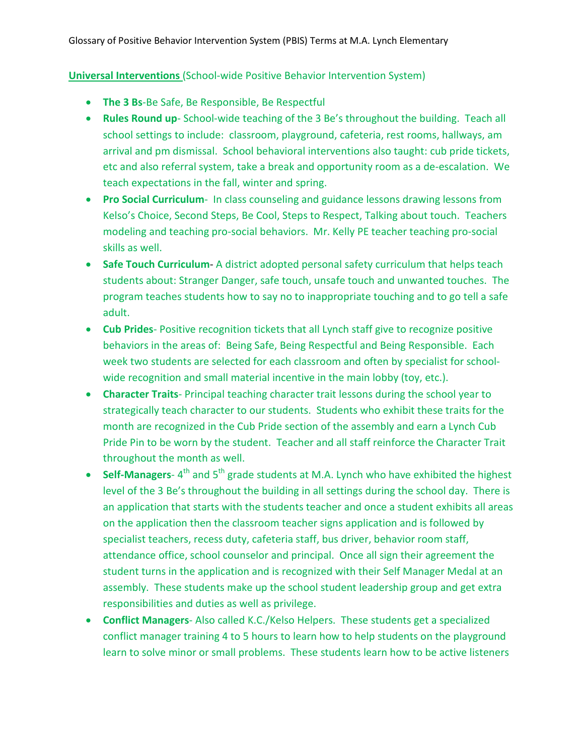Glossary of Positive Behavior Intervention System (PBIS) Terms at M.A. Lynch Elementary

**Universal Interventions** (School-wide Positive Behavior Intervention System)

- **The 3 Bs**-Be Safe, Be Responsible, Be Respectful
- **Rules Round up**- School-wide teaching of the 3 Be's throughout the building. Teach all school settings to include: classroom, playground, cafeteria, rest rooms, hallways, am arrival and pm dismissal. School behavioral interventions also taught: cub pride tickets, etc and also referral system, take a break and opportunity room as a de-escalation. We teach expectations in the fall, winter and spring.
- **Pro Social Curriculum**- In class counseling and guidance lessons drawing lessons from Kelso's Choice, Second Steps, Be Cool, Steps to Respect, Talking about touch. Teachers modeling and teaching pro-social behaviors. Mr. Kelly PE teacher teaching pro-social skills as well.
- **Safe Touch Curriculum-** A district adopted personal safety curriculum that helps teach students about: Stranger Danger, safe touch, unsafe touch and unwanted touches. The program teaches students how to say no to inappropriate touching and to go tell a safe adult.
- **Cub Prides**- Positive recognition tickets that all Lynch staff give to recognize positive behaviors in the areas of: Being Safe, Being Respectful and Being Responsible. Each week two students are selected for each classroom and often by specialist for school-wide recognition and small material incentive in the main lobby (toy, etc.).
- **Character Traits**- Principal teaching character trait lessons during the school year to strategically teach character to our students. Students who exhibit these traits for the month are recognized in the Cub Pride section of the assembly and earn a Lynch Cub Pride Pin to be worn by the student. Teacher and all staff reinforce the Character Trait throughout the month as well.
- **Self-Managers**- 4th and 5th grade students at M.A. Lynch who have exhibited the highest level of the 3 Be's throughout the building in all settings during the school day. There is an application that starts with the students teacher and once a student exhibits all areas on the application then the classroom teacher signs application and is followed by specialist teachers, recess duty, cafeteria staff, bus driver, behavior room staff, attendance office, school counselor and principal. Once all sign their agreement the student turns in the application and is recognized with their Self Manager Medal at an assembly. These students make up the school student leadership group and get extra responsibilities and duties as well as privilege.
- **Conflict Managers**- Also called K.C./Kelso Helpers. These students get a specialized conflict manager training 4 to 5 hours to learn how to help students on the playground learn to solve minor or small problems. These students learn how to be active listeners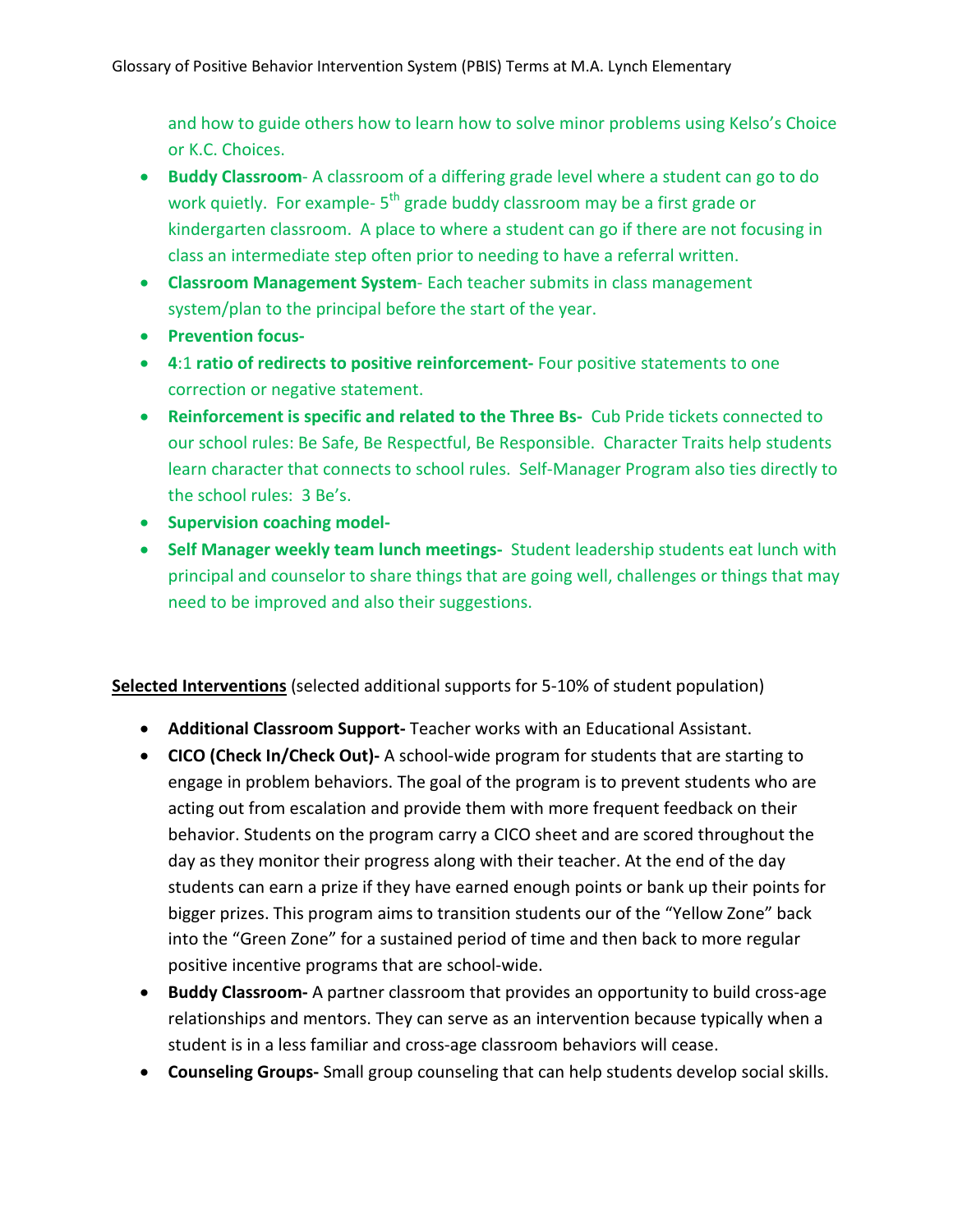and how to guide others how to learn how to solve minor problems using Kelso's Choice or K.C. Choices.

- **Buddy Classroom**- A classroom of a differing grade level where a student can go to do work quietly. For example- 5th grade buddy classroom may be a first grade or kindergarten classroom. A place to where a student can go if there are not focusing in class an intermediate step often prior to needing to have a referral written.
- **Classroom Management System**- Each teacher submits in class management system/plan to the principal before the start of the year.
- **Prevention focus-**
- **4**:1 **ratio of redirects to positive reinforcement-** Four positive statements to one correction or negative statement.
- **Reinforcement is specific and related to the Three Bs-** Cub Pride tickets connected to our school rules: Be Safe, Be Respectful, Be Responsible. Character Traits help students learn character that connects to school rules. Self-Manager Program also ties directly to the school rules: 3 Be's.
- **Supervision coaching model-**
- **Self Manager weekly team lunch meetings-** Student leadership students eat lunch with principal and counselor to share things that are going well, challenges or things that may need to be improved and also their suggestions.

**Selected Interventions** (selected additional supports for 5-10% of student population)

- **Additional Classroom Support-** Teacher works with an Educational Assistant.
- **CICO (Check In/Check Out)-** A school-wide program for students that are starting to engage in problem behaviors. The goal of the program is to prevent students who are acting out from escalation and provide them with more frequent feedback on their behavior. Students on the program carry a CICO sheet and are scored throughout the day as they monitor their progress along with their teacher. At the end of the day students can earn a prize if they have earned enough points or bank up their points for bigger prizes. This program aims to transition students our of the "Yellow Zone" back into the "Green Zone" for a sustained period of time and then back to more regular positive incentive programs that are school-wide.
- **Buddy Classroom-** A partner classroom that provides an opportunity to build cross-age relationships and mentors. They can serve as an intervention because typically when a student is in a less familiar and cross-age classroom behaviors will cease.
- **Counseling Groups-** Small group counseling that can help students develop social skills.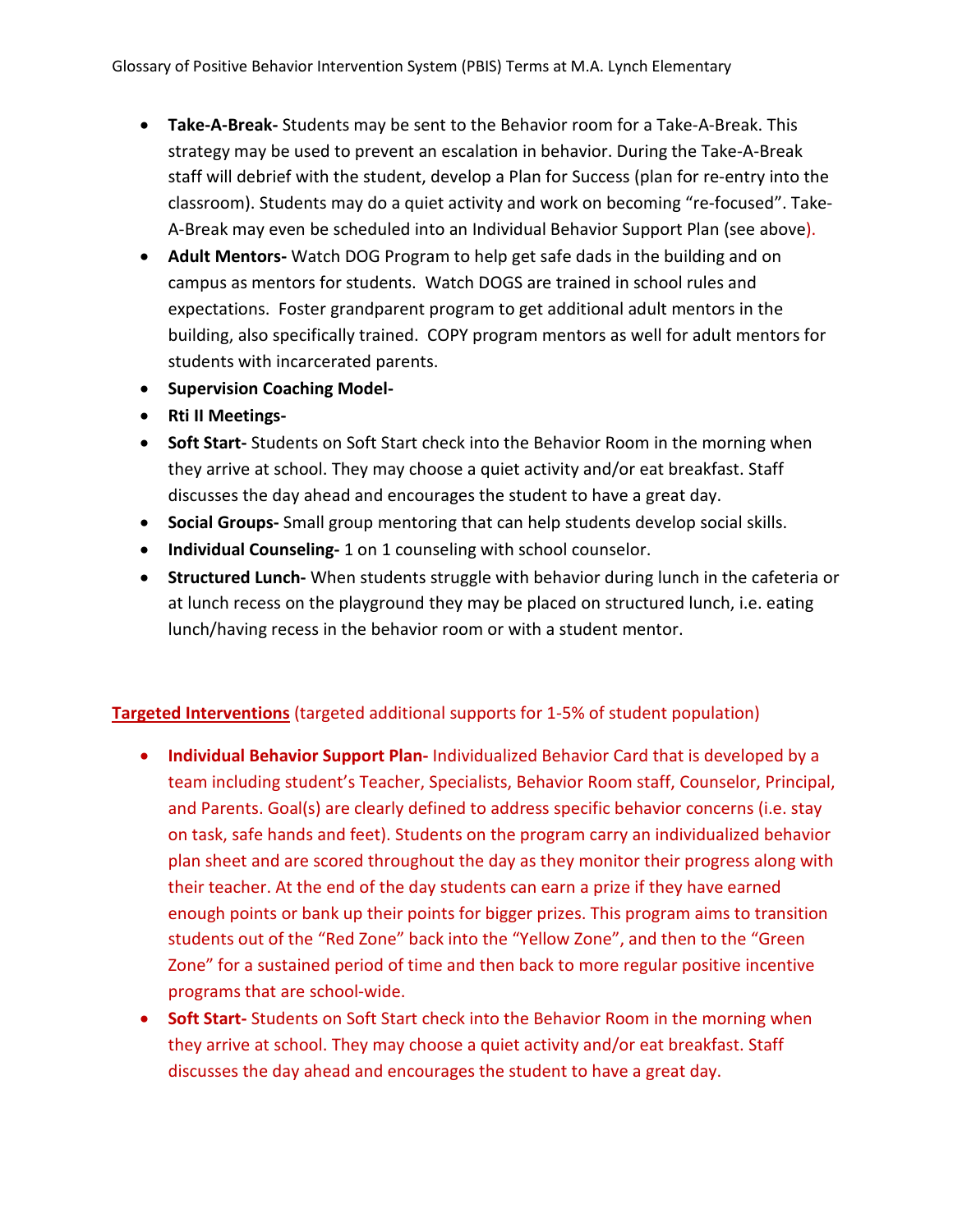- **Take-A-Break-** Students may be sent to the Behavior room for a Take-A-Break. This strategy may be used to prevent an escalation in behavior. During the Take-A-Break staff will debrief with the student, develop a Plan for Success (plan for re-entry into the classroom). Students may do a quiet activity and work on becoming "re-focused". Take-A-Break may even be scheduled into an Individual Behavior Support Plan (see above).
- **Adult Mentors-** Watch DOG Program to help get safe dads in the building and on campus as mentors for students. Watch DOGS are trained in school rules and expectations. Foster grandparent program to get additional adult mentors in the building, also specifically trained. COPY program mentors as well for adult mentors for students with incarcerated parents.
- **Supervision Coaching Model-**
- **Rti II Meetings-**
- **Soft Start-** Students on Soft Start check into the Behavior Room in the morning when they arrive at school. They may choose a quiet activity and/or eat breakfast. Staff discusses the day ahead and encourages the student to have a great day.
- **Social Groups-** Small group mentoring that can help students develop social skills.
- **Individual Counseling-** 1 on 1 counseling with school counselor.
- **Structured Lunch-** When students struggle with behavior during lunch in the cafeteria or at lunch recess on the playground they may be placed on structured lunch, i.e. eating lunch/having recess in the behavior room or with a student mentor.

**Targeted Interventions** (targeted additional supports for 1-5% of student population)

- **Individual Behavior Support Plan-** Individualized Behavior Card that is developed by a team including student's Teacher, Specialists, Behavior Room staff, Counselor, Principal, and Parents. Goal(s) are clearly defined to address specific behavior concerns (i.e. stay on task, safe hands and feet). Students on the program carry an individualized behavior plan sheet and are scored throughout the day as they monitor their progress along with their teacher. At the end of the day students can earn a prize if they have earned enough points or bank up their points for bigger prizes. This program aims to transition students out of the "Red Zone" back into the "Yellow Zone", and then to the "Green Zone" for a sustained period of time and then back to more regular positive incentive programs that are school-wide.
- **Soft Start-** Students on Soft Start check into the Behavior Room in the morning when they arrive at school. They may choose a quiet activity and/or eat breakfast. Staff discusses the day ahead and encourages the student to have a great day.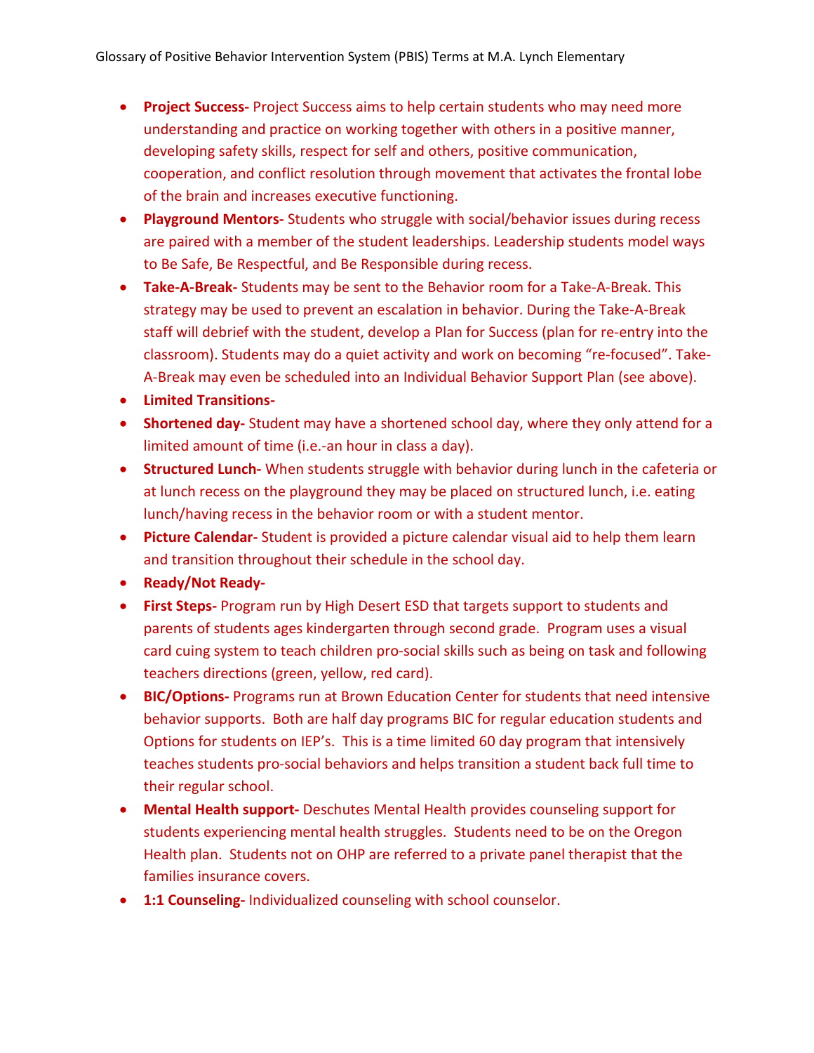- **Project Success-** Project Success aims to help certain students who may need more understanding and practice on working together with others in a positive manner, developing safety skills, respect for self and others, positive communication, cooperation, and conflict resolution through movement that activates the frontal lobe of the brain and increases executive functioning.
- **Playground Mentors-** Students who struggle with social/behavior issues during recess are paired with a member of the student leaderships. Leadership students model ways to Be Safe, Be Respectful, and Be Responsible during recess.
- **Take-A-Break-** Students may be sent to the Behavior room for a Take-A-Break. This strategy may be used to prevent an escalation in behavior. During the Take-A-Break staff will debrief with the student, develop a Plan for Success (plan for re-entry into the classroom). Students may do a quiet activity and work on becoming "re-focused". Take-A-Break may even be scheduled into an Individual Behavior Support Plan (see above).
- **Limited Transitions-**
- **Shortened day-** Student may have a shortened school day, where they only attend for a limited amount of time (i.e.-an hour in class a day).
- **Structured Lunch-** When students struggle with behavior during lunch in the cafeteria or at lunch recess on the playground they may be placed on structured lunch, i.e. eating lunch/having recess in the behavior room or with a student mentor.
- **Picture Calendar-** Student is provided a picture calendar visual aid to help them learn and transition throughout their schedule in the school day.
- **Ready/Not Ready-**
- **First Steps-** Program run by High Desert ESD that targets support to students and parents of students ages kindergarten through second grade. Program uses a visual card cuing system to teach children pro-social skills such as being on task and following teachers directions (green, yellow, red card).
- **BIC/Options-** Programs run at Brown Education Center for students that need intensive behavior supports. Both are half day programs BIC for regular education students and Options for students on IEP's. This is a time limited 60 day program that intensively teaches students pro-social behaviors and helps transition a student back full time to their regular school.
- **Mental Health support-** Deschutes Mental Health provides counseling support for students experiencing mental health struggles. Students need to be on the Oregon Health plan. Students not on OHP are referred to a private panel therapist that the families insurance covers.
- **1:1 Counseling-** Individualized counseling with school counselor.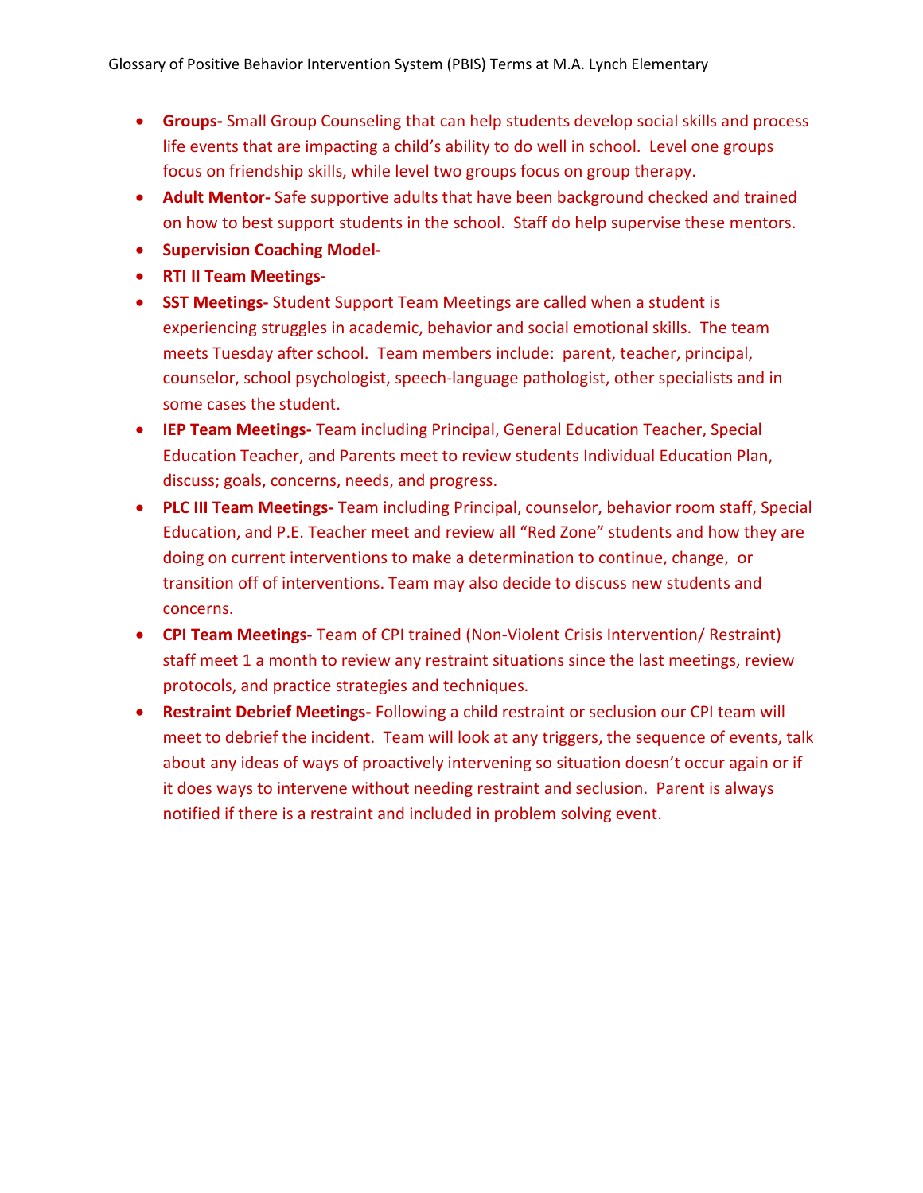- **Groups-** Small Group Counseling that can help students develop social skills and process life events that are impacting a child's ability to do well in school. Level one groups focus on friendship skills, while level two groups focus on group therapy.
- **Adult Mentor-** Safe supportive adults that have been background checked and trained on how to best support students in the school. Staff do help supervise these mentors.
- **Supervision Coaching Model-**
- **RTI II Team Meetings-**
- **SST Meetings-** Student Support Team Meetings are called when a student is experiencing struggles in academic, behavior and social emotional skills. The team meets Tuesday after school. Team members include: parent, teacher, principal, counselor, school psychologist, speech-language pathologist, other specialists and in some cases the student.
- **IEP Team Meetings-** Team including Principal, General Education Teacher, Special Education Teacher, and Parents meet to review students Individual Education Plan, discuss; goals, concerns, needs, and progress.
- **PLC III Team Meetings-** Team including Principal, counselor, behavior room staff, Special Education, and P.E. Teacher meet and review all "Red Zone" students and how they are doing on current interventions to make a determination to continue, change, or transition off of interventions. Team may also decide to discuss new students and concerns.
- **CPI Team Meetings-** Team of CPI trained (Non-Violent Crisis Intervention/ Restraint) staff meet 1 a month to review any restraint situations since the last meetings, review protocols, and practice strategies and techniques.
- **Restraint Debrief Meetings-** Following a child restraint or seclusion our CPI team will meet to debrief the incident. Team will look at any triggers, the sequence of events, talk about any ideas of ways of proactively intervening so situation doesn't occur again or if it does ways to intervene without needing restraint and seclusion. Parent is always notified if there is a restraint and included in problem solving event.